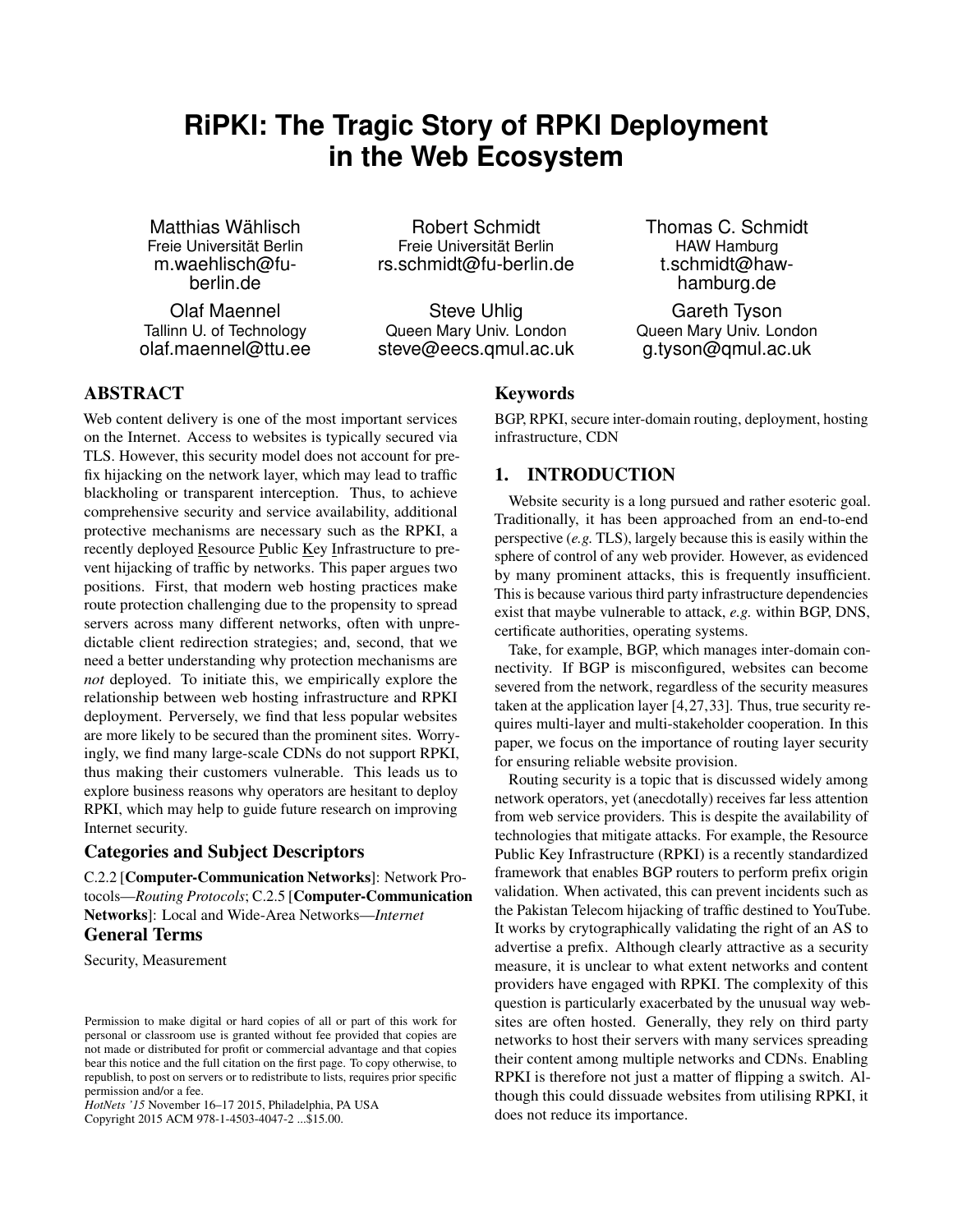# RiPKI: The Tragic Story of RPKI Deployment in the Web Ecosystem

Matthias Wählisch
Freie Universität Berlin
m.waehlisch@fu-berlin.de

Robert Schmidt
Freie Universität Berlin
rs.schmidt@fu-berlin.de

Thomas C. Schmidt
HAW Hamburg
t.schmidt@haw-hamburg.de

Olaf Maennel
Tallinn U. of Technology
olaf.maennel@ttu.ee

Steve Uhlig
Queen Mary Univ. London
steve@eecs.qmul.ac.uk

Gareth Tyson
Queen Mary Univ. London
g.tyson@qmul.ac.uk

## ABSTRACT

Web content delivery is one of the most important services on the Internet. Access to websites is typically secured via TLS. However, this security model does not account for prefix hijacking on the network layer, which may lead to traffic blackholing or transparent interception. Thus, to achieve comprehensive security and service availability, additional protective mechanisms are necessary such as the RPKI, a recently deployed Resource Public Key Infrastructure to prevent hijacking of traffic by networks. This paper argues two positions. First, that modern web hosting practices make route protection challenging due to the propensity to spread servers across many different networks, often with unpredictable client redirection strategies; and, second, that we need a better understanding why protection mechanisms are *not* deployed. To initiate this, we empirically explore the relationship between web hosting infrastructure and RPKI deployment. Perversely, we find that less popular websites are more likely to be secured than the prominent sites. Worryingly, we find many large-scale CDNs do not support RPKI, thus making their customers vulnerable. This leads us to explore business reasons why operators are hesitant to deploy RPKI, which may help to guide future research on improving Internet security.

### Categories and Subject Descriptors

C.2.2 [**Computer-Communication Networks**]: Network Protocols—*Routing Protocols*; C.2.5 [**Computer-Communication Networks**]: Local and Wide-Area Networks—*Internet*

### General Terms

Security, Measurement

Permission to make digital or hard copies of all or part of this work for personal or classroom use is granted without fee provided that copies are not made or distributed for profit or commercial advantage and that copies bear this notice and the full citation on the first page. To copy otherwise, to republish, to post on servers or to redistribute to lists, requires prior specific permission and/or a fee.
*HotNets '15* November 16–17 2015, Philadelphia, PA USA
Copyright 2015 ACM 978-1-4503-4047-2 ...$15.00.

### Keywords

BGP, RPKI, secure inter-domain routing, deployment, hosting infrastructure, CDN

## 1. INTRODUCTION

Website security is a long pursued and rather esoteric goal. Traditionally, it has been approached from an end-to-end perspective (*e.g.* TLS), largely because this is easily within the sphere of control of any web provider. However, as evidenced by many prominent attacks, this is frequently insufficient. This is because various third party infrastructure dependencies exist that maybe vulnerable to attack, *e.g.* within BGP, DNS, certificate authorities, operating systems.

Take, for example, BGP, which manages inter-domain connectivity. If BGP is misconfigured, websites can become severed from the network, regardless of the security measures taken at the application layer [4,27,33]. Thus, true security requires multi-layer and multi-stakeholder cooperation. In this paper, we focus on the importance of routing layer security for ensuring reliable website provision.

Routing security is a topic that is discussed widely among network operators, yet (anecdotally) receives far less attention from web service providers. This is despite the availability of technologies that mitigate attacks. For example, the Resource Public Key Infrastructure (RPKI) is a recently standardized framework that enables BGP routers to perform prefix origin validation. When activated, this can prevent incidents such as the Pakistan Telecom hijacking of traffic destined to YouTube. It works by crytographically validating the right of an AS to advertise a prefix. Although clearly attractive as a security measure, it is unclear to what extent networks and content providers have engaged with RPKI. The complexity of this question is particularly exacerbated by the unusual way websites are often hosted. Generally, they rely on third party networks to host their servers with many services spreading their content among multiple networks and CDNs. Enabling RPKI is therefore not just a matter of flipping a switch. Although this could dissuade websites from utilising RPKI, it does not reduce its importance.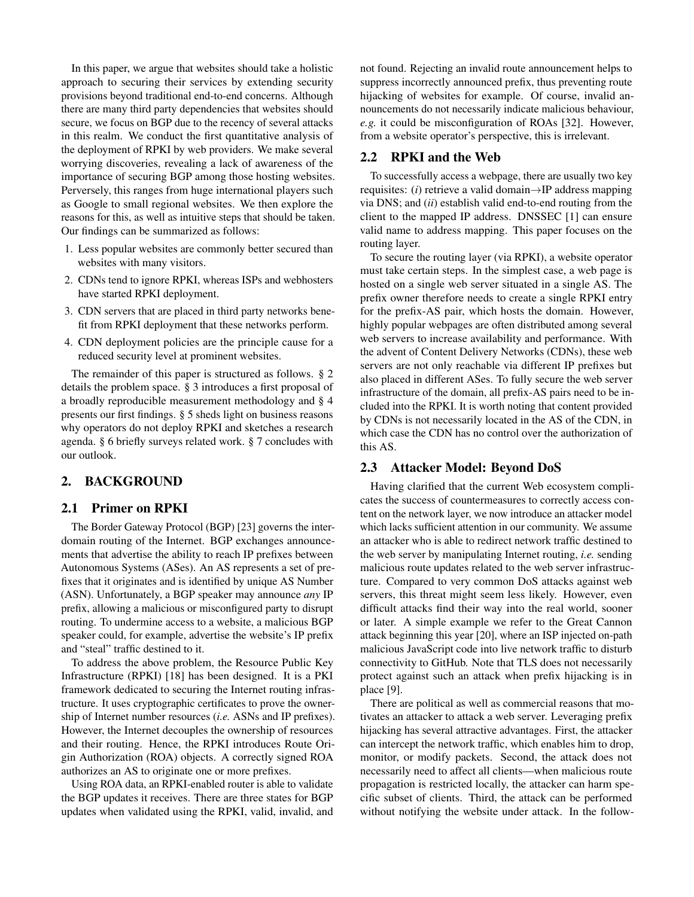In this paper, we argue that websites should take a holistic approach to securing their services by extending security provisions beyond traditional end-to-end concerns. Although there are many third party dependencies that websites should secure, we focus on BGP due to the recency of several attacks in this realm. We conduct the first quantitative analysis of the deployment of RPKI by web providers. We make several worrying discoveries, revealing a lack of awareness of the importance of securing BGP among those hosting websites. Perversely, this ranges from huge international players such as Google to small regional websites. We then explore the reasons for this, as well as intuitive steps that should be taken. Our findings can be summarized as follows:

1. Less popular websites are commonly better secured than websites with many visitors.
2. CDNs tend to ignore RPKI, whereas ISPs and webhosters have started RPKI deployment.
3. CDN servers that are placed in third party networks benefit from RPKI deployment that these networks perform.
4. CDN deployment policies are the principle cause for a reduced security level at prominent websites.

The remainder of this paper is structured as follows. § 2 details the problem space. § 3 introduces a first proposal of a broadly reproducible measurement methodology and § 4 presents our first findings. § 5 sheds light on business reasons why operators do not deploy RPKI and sketches a research agenda. § 6 briefly surveys related work. § 7 concludes with our outlook.

## 2. BACKGROUND

### 2.1 Primer on RPKI

The Border Gateway Protocol (BGP) [23] governs the inter-domain routing of the Internet. BGP exchanges announcements that advertise the ability to reach IP prefixes between Autonomous Systems (ASes). An AS represents a set of prefixes that it originates and is identified by unique AS Number (ASN). Unfortunately, a BGP speaker may announce *any* IP prefix, allowing a malicious or misconfigured party to disrupt routing. To undermine access to a website, a malicious BGP speaker could, for example, advertise the website's IP prefix and "steal" traffic destined to it.

To address the above problem, the Resource Public Key Infrastructure (RPKI) [18] has been designed. It is a PKI framework dedicated to securing the Internet routing infrastructure. It uses cryptographic certificates to prove the ownership of Internet number resources (*i.e.* ASNs and IP prefixes). However, the Internet decouples the ownership of resources and their routing. Hence, the RPKI introduces Route Origin Authorization (ROA) objects. A correctly signed ROA authorizes an AS to originate one or more prefixes.

Using ROA data, an RPKI-enabled router is able to validate the BGP updates it receives. There are three states for BGP updates when validated using the RPKI, valid, invalid, and not found. Rejecting an invalid route announcement helps to suppress incorrectly announced prefix, thus preventing route hijacking of websites for example. Of course, invalid announcements do not necessarily indicate malicious behaviour, *e.g.* it could be misconfiguration of ROAs [32]. However, from a website operator's perspective, this is irrelevant.

### 2.2 RPKI and the Web

To successfully access a webpage, there are usually two key requisites: (*i*) retrieve a valid domain→IP address mapping via DNS; and (*ii*) establish valid end-to-end routing from the client to the mapped IP address. DNSSEC [1] can ensure valid name to address mapping. This paper focuses on the routing layer.

To secure the routing layer (via RPKI), a website operator must take certain steps. In the simplest case, a web page is hosted on a single web server situated in a single AS. The prefix owner therefore needs to create a single RPKI entry for the prefix-AS pair, which hosts the domain. However, highly popular webpages are often distributed among several web servers to increase availability and performance. With the advent of Content Delivery Networks (CDNs), these web servers are not only reachable via different IP prefixes but also placed in different ASes. To fully secure the web server infrastructure of the domain, all prefix-AS pairs need to be included into the RPKI. It is worth noting that content provided by CDNs is not necessarily located in the AS of the CDN, in which case the CDN has no control over the authorization of this AS.

### 2.3 Attacker Model: Beyond DoS

Having clarified that the current Web ecosystem complicates the success of countermeasures to correctly access content on the network layer, we now introduce an attacker model which lacks sufficient attention in our community. We assume an attacker who is able to redirect network traffic destined to the web server by manipulating Internet routing, *i.e.* sending malicious route updates related to the web server infrastructure. Compared to very common DoS attacks against web servers, this threat might seem less likely. However, even difficult attacks find their way into the real world, sooner or later. A simple example we refer to the Great Cannon attack beginning this year [20], where an ISP injected on-path malicious JavaScript code into live network traffic to disturb connectivity to GitHub. Note that TLS does not necessarily protect against such an attack when prefix hijacking is in place [9].

There are political as well as commercial reasons that motivates an attacker to attack a web server. Leveraging prefix hijacking has several attractive advantages. First, the attacker can intercept the network traffic, which enables him to drop, monitor, or modify packets. Second, the attack does not necessarily need to affect all clients—when malicious route propagation is restricted locally, the attacker can harm specific subset of clients. Third, the attack can be performed without notifying the website under attack. In the follow-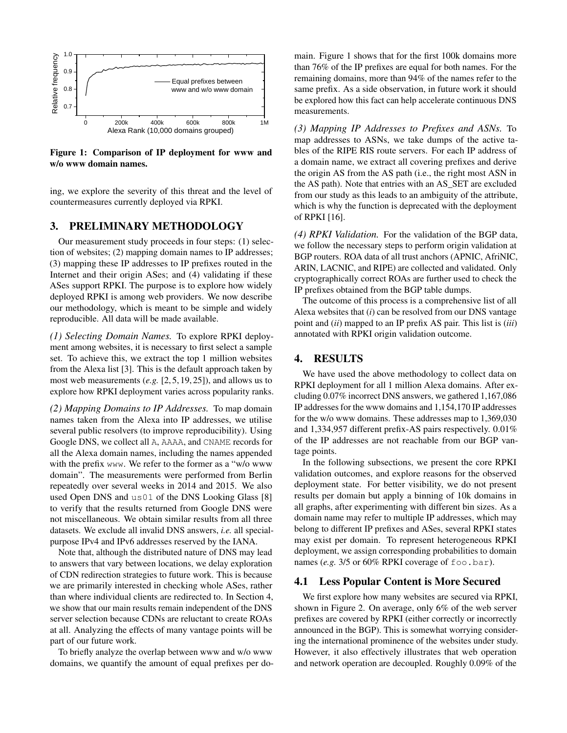Figure 1: Comparison of IP deployment for www and w/o www domain names.

ing, we explore the severity of this threat and the level of countermeasures currently deployed via RPKI.

## 3. PRELIMINARY METHODOLOGY

Our measurement study proceeds in four steps: (1) selection of websites; (2) mapping domain names to IP addresses; (3) mapping these IP addresses to IP prefixes routed in the Internet and their origin ASes; and (4) validating if these ASes support RPKI. The purpose is to explore how widely deployed RPKI is among web providers. We now describe our methodology, which is meant to be simple and widely reproducible. All data will be made available.

*(1) Selecting Domain Names.* To explore RPKI deployment among websites, it is necessary to first select a sample set. To achieve this, we extract the top 1 million websites from the Alexa list [3]. This is the default approach taken by most web measurements (*e.g.* [2, 5, 19, 25]), and allows us to explore how RPKI deployment varies across popularity ranks.

*(2) Mapping Domains to IP Addresses.* To map domain names taken from the Alexa into IP addresses, we utilise several public resolvers (to improve reproducibility). Using Google DNS, we collect all `A`, `AAAA`, and `CNAME` records for all the Alexa domain names, including the names appended with the prefix `www`. We refer to the former as a "w/o www domain". The measurements were performed from Berlin repeatedly over several weeks in 2014 and 2015. We also used Open DNS and `us01` of the DNS Looking Glass [8] to verify that the results returned from Google DNS were not miscellaneous. We obtain similar results from all three datasets. We exclude all invalid DNS answers, *i.e.* all special-purpose IPv4 and IPv6 addresses reserved by the IANA.

Note that, although the distributed nature of DNS may lead to answers that vary between locations, we delay exploration of CDN redirection strategies to future work. This is because we are primarily interested in checking whole ASes, rather than where individual clients are redirected to. In Section 4, we show that our main results remain independent of the DNS server selection because CDNs are reluctant to create ROAs at all. Analyzing the effects of many vantage points will be part of our future work.

To briefly analyze the overlap between www and w/o www domains, we quantify the amount of equal prefixes per domain. Figure 1 shows that for the first 100k domains more than 76% of the IP prefixes are equal for both names. For the remaining domains, more than 94% of the names refer to the same prefix. As a side observation, in future work it should be explored how this fact can help accelerate continuous DNS measurements.

*(3) Mapping IP Addresses to Prefixes and ASNs.* To map addresses to ASNs, we take dumps of the active tables of the RIPE RIS route servers. For each IP address of a domain name, we extract all covering prefixes and derive the origin AS from the AS path (i.e., the right most ASN in the AS path). Note that entries with an AS_SET are excluded from our study as this leads to an ambiguity of the attribute, which is why the function is deprecated with the deployment of RPKI [16].

*(4) RPKI Validation.* For the validation of the BGP data, we follow the necessary steps to perform origin validation at BGP routers. ROA data of all trust anchors (APNIC, AfriNIC, ARIN, LACNIC, and RIPE) are collected and validated. Only cryptographically correct ROAs are further used to check the IP prefixes obtained from the BGP table dumps.

The outcome of this process is a comprehensive list of all Alexa websites that (*i*) can be resolved from our DNS vantage point and (*ii*) mapped to an IP prefix AS pair. This list is (*iii*) annotated with RPKI origin validation outcome.

## 4. RESULTS

We have used the above methodology to collect data on RPKI deployment for all 1 million Alexa domains. After excluding 0.07% incorrect DNS answers, we gathered 1,167,086 IP addresses for the www domains and 1,154,170 IP addresses for the w/o www domains. These addresses map to 1,369,030 and 1,334,957 different prefix-AS pairs respectively. 0.01% of the IP addresses are not reachable from our BGP vantage points.

In the following subsections, we present the core RPKI validation outcomes, and explore reasons for the observed deployment state. For better visibility, we do not present results per domain but apply a binning of 10k domains in all graphs, after experimenting with different bin sizes. As a domain name may refer to multiple IP addresses, which may belong to different IP prefixes and ASes, several RPKI states may exist per domain. To represent heterogeneous RPKI deployment, we assign corresponding probabilities to domain names (*e.g.* 3/5 or 60% RPKI coverage of `foo.bar`).

### 4.1 Less Popular Content is More Secured

We first explore how many websites are secured via RPKI, shown in Figure 2. On average, only 6% of the web server prefixes are covered by RPKI (either correctly or incorrectly announced in the BGP). This is somewhat worrying considering the international prominence of the websites under study. However, it also effectively illustrates that web operation and network operation are decoupled. Roughly 0.09% of the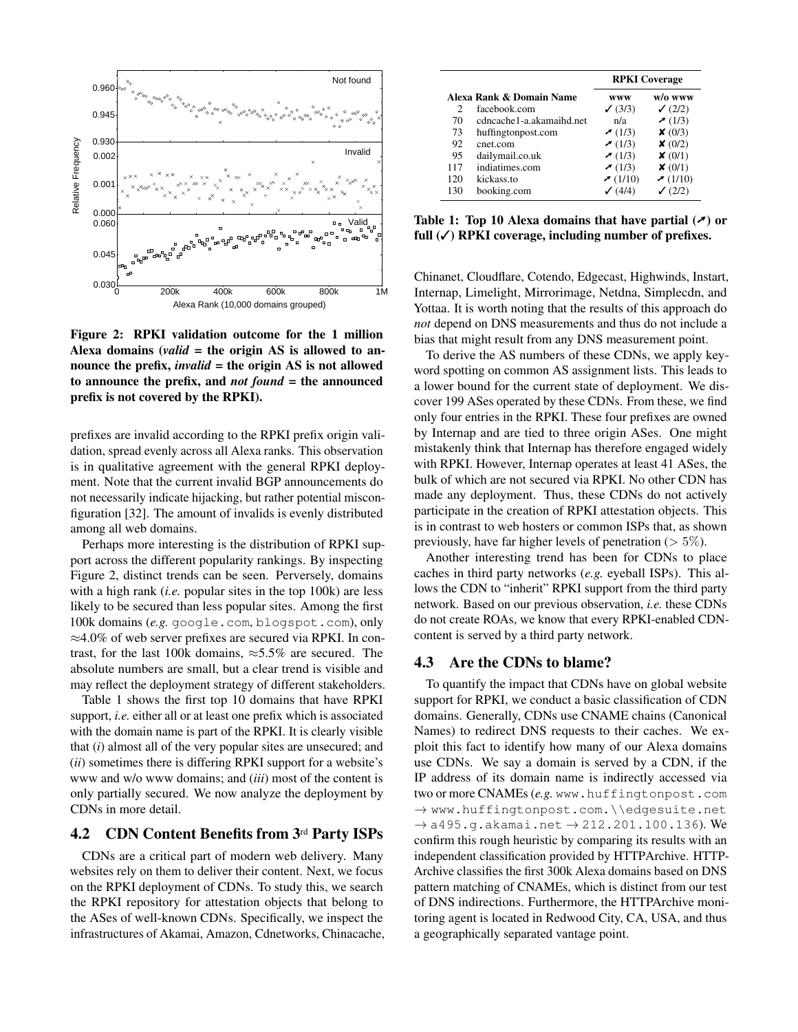Figure 2: RPKI validation outcome for the 1 million Alexa domains (*valid* = the origin AS is allowed to announce the prefix, *invalid* = the origin AS is not allowed to announce the prefix, and *not found* = the announced prefix is not covered by the RPKI).

prefixes are invalid according to the RPKI prefix origin validation, spread evenly across all Alexa ranks. This observation is in qualitative agreement with the general RPKI deployment. Note that the current invalid BGP announcements do not necessarily indicate hijacking, but rather potential misconfiguration [32]. The amount of invalids is evenly distributed among all web domains.

Perhaps more interesting is the distribution of RPKI support across the different popularity rankings. By inspecting Figure 2, distinct trends can be seen. Perversely, domains with a high rank (*i.e.* popular sites in the top 100k) are less likely to be secured than less popular sites. Among the first 100k domains (*e.g.* google.com, blogspot.com), only ≈4.0% of web server prefixes are secured via RPKI. In contrast, for the last 100k domains, ≈5.5% are secured. The absolute numbers are small, but a clear trend is visible and may reflect the deployment strategy of different stakeholders.

Table 1 shows the first top 10 domains that have RPKI support, *i.e.* either all or at least one prefix which is associated with the domain name is part of the RPKI. It is clearly visible that (*i*) almost all of the very popular sites are unsecured; and (*ii*) sometimes there is differing RPKI support for a website's www and w/o www domains; and (*iii*) most of the content is only partially secured. We now analyze the deployment by CDNs in more detail.

| Alexa Rank & Domain Name | | RPKI Coverage | |
|---|---|---|---|
| | | www | w/o www |
| 2 | facebook.com | ✓ (3/3) | ✓ (2/2) |
| 70 | cdncache1-a.akamaihd.net | n/a | ↗ (1/3) |
| 73 | huffingtonpost.com | ↗ (1/3) | ✗ (0/3) |
| 92 | cnet.com | ↗ (1/3) | ✗ (0/2) |
| 95 | dailymail.co.uk | ↗ (1/3) | ✗ (0/1) |
| 117 | indiatimes.com | ↗ (1/3) | ✗ (0/1) |
| 120 | kickass.to | ↗ (1/10) | ↗ (1/10) |
| 130 | booking.com | ✓ (4/4) | ✓ (2/2) |

Table 1: Top 10 Alexa domains that have partial (↗) or full (✓) RPKI coverage, including number of prefixes.

## 4.2 CDN Content Benefits from 3rd Party ISPs

CDNs are a critical part of modern web delivery. Many websites rely on them to deliver their content. Next, we focus on the RPKI deployment of CDNs. To study this, we search the RPKI repository for attestation objects that belong to the ASes of well-known CDNs. Specifically, we inspect the infrastructures of Akamai, Amazon, Cdnetworks, Chinacache, Chinanet, Cloudflare, Cotendo, Edgecast, Highwinds, Instart, Internap, Limelight, Mirrorimage, Netdna, Simplecdn, and Yottaa. It is worth noting that the results of this approach do *not* depend on DNS measurements and thus do not include a bias that might result from any DNS measurement point.

To derive the AS numbers of these CDNs, we apply keyword spotting on common AS assignment lists. This leads to a lower bound for the current state of deployment. We discover 199 ASes operated by these CDNs. From these, we find only four entries in the RPKI. These four prefixes are owned by Internap and are tied to three origin ASes. One might mistakenly think that Internap has therefore engaged widely with RPKI. However, Internap operates at least 41 ASes, the bulk of which are not secured via RPKI. No other CDN has made any deployment. Thus, these CDNs do not actively participate in the creation of RPKI attestation objects. This is in contrast to web hosters or common ISPs that, as shown previously, have far higher levels of penetration ($> 5\%$).

Another interesting trend has been for CDNs to place caches in third party networks (*e.g.* eyeball ISPs). This allows the CDN to "inherit" RPKI support from the third party network. Based on our previous observation, *i.e.* these CDNs do not create ROAs, we know that every RPKI-enabled CDN-content is served by a third party network.

## 4.3 Are the CDNs to blame?

To quantify the impact that CDNs have on global website support for RPKI, we conduct a basic classification of CDN domains. Generally, CDNs use CNAME chains (Canonical Names) to redirect DNS requests to their caches. We exploit this fact to identify how many of our Alexa domains use CDNs. We say a domain is served by a CDN, if the IP address of its domain name is indirectly accessed via two or more CNAMEs (*e.g.* www.huffingtonpost.com → www.huffingtonpost.com.\\edgesuite.net → a495.g.akamai.net → 212.201.100.136). We confirm this rough heuristic by comparing its results with an independent classification provided by HTTPArchive. HTTPArchive classifies the first 300k Alexa domains based on DNS pattern matching of CNAMEs, which is distinct from our test of DNS indirections. Furthermore, the HTTPArchive monitoring agent is located in Redwood City, CA, USA, and thus a geographically separated vantage point.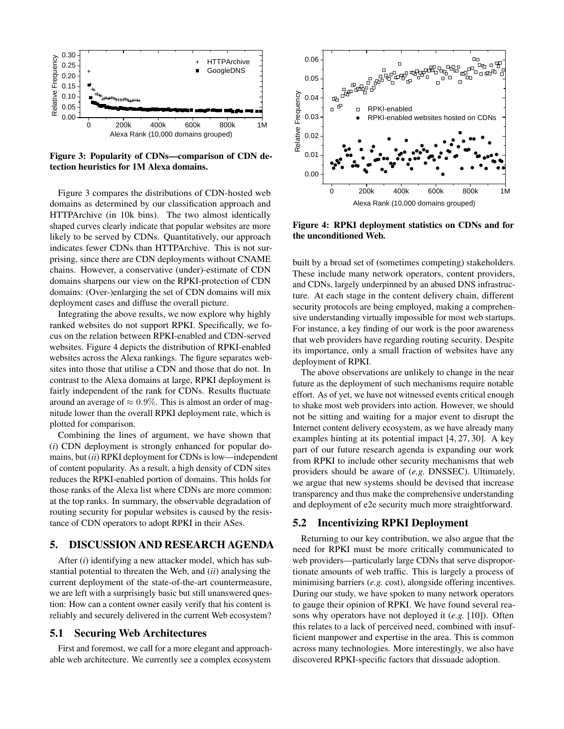0.30
0.25
0.20
0.15
0.10
0.05
0.00
Relative Frequency
0
200k
400k
600k
800k
1M
Alexa Rank (10,000 domains grouped)
HTTPArchive
GoogleDNS

**Figure 3: Popularity of CDNs—comparison of CDN detection heuristics for 1M Alexa domains.**

Figure 3 compares the distributions of CDN-hosted web domains as determined by our classification approach and HTTPArchive (in 10k bins). The two almost identically shaped curves clearly indicate that popular websites are more likely to be served by CDNs. Quantitatively, our approach indicates fewer CDNs than HTTPArchive. This is not surprising, since there are CDN deployments without CNAME chains. However, a conservative (under)-estimate of CDN domains sharpens our view on the RPKI-protection of CDN domains: (Over-)enlarging the set of CDN domains will mix deployment cases and diffuse the overall picture.

Integrating the above results, we now explore why highly ranked websites do not support RPKI. Specifically, we focus on the relation between RPKI-enabled and CDN-served websites. Figure 4 depicts the distribution of RPKI-enabled websites across the Alexa rankings. The figure separates websites into those that utilise a CDN and those that do not. In contrast to the Alexa domains at large, RPKI deployment is fairly independent of the rank for CDNs. Results fluctuate around an average of $\approx 0.9\%$. This is almost an order of magnitude lower than the overall RPKI deployment rate, which is plotted for comparison.

Combining the lines of argument, we have shown that (*i*) CDN deployment is strongly enhanced for popular domains, but (*ii*) RPKI deployment for CDNs is low—independent of content popularity. As a result, a high density of CDN sites reduces the RPKI-enabled portion of domains. This holds for those ranks of the Alexa list where CDNs are more common: at the top ranks. In summary, the observable degradation of routing security for popular websites is caused by the resistance of CDN operators to adopt RPKI in their ASes.

## 5. DISCUSSION AND RESEARCH AGENDA

After (*i*) identifying a new attacker model, which has substantial potential to threaten the Web, and (*ii*) analysing the current deployment of the state-of-the-art countermeasure, we are left with a surprisingly basic but still unanswered question: How can a content owner easily verify that his content is reliably and securely delivered in the current Web ecosystem?

### 5.1 Securing Web Architectures

First and foremost, we call for a more elegant and approachable web architecture. We currently see a complex ecosystem built by a broad set of (sometimes competing) stakeholders. These include many network operators, content providers, and CDNs, largely underpinned by an abused DNS infrastructure. At each stage in the content delivery chain, different security protocols are being employed, making a comprehensive understanding virtually impossible for most web startups. For instance, a key finding of our work is the poor awareness that web providers have regarding routing security. Despite its importance, only a small fraction of websites have any deployment of RPKI.

0.06
0.05
0.04
0.03
0.02
0.01
0.00
Relative Frequency
0
200k
400k
600k
800k
1M
Alexa Rank (10,000 domains grouped)
RPKI-enabled
RPKI-enabled websites hosted on CDNs

**Figure 4: RPKI deployment statistics on CDNs and for the unconditioned Web.**

The above observations are unlikely to change in the near future as the deployment of such mechanisms require notable effort. As of yet, we have not witnessed events critical enough to shake most web providers into action. However, we should not be sitting and waiting for a major event to disrupt the Internet content delivery ecosystem, as we have already many examples hinting at its potential impact [4, 27, 30]. A key part of our future research agenda is expanding our work from RPKI to include other security mechanisms that web providers should be aware of (*e.g.* DNSSEC). Ultimately, we argue that new systems should be devised that increase transparency and thus make the comprehensive understanding and deployment of e2e security much more straightforward.

### 5.2 Incentivizing RPKI Deployment

Returning to our key contribution, we also argue that the need for RPKI must be more critically communicated to web providers—particularly large CDNs that serve disproportionate amounts of web traffic. This is largely a process of minimising barriers (*e.g.* cost), alongside offering incentives. During our study, we have spoken to many network operators to gauge their opinion of RPKI. We have found several reasons why operators have not deployed it (*e.g.* [10]). Often this relates to a lack of perceived need, combined with insufficient manpower and expertise in the area. This is common across many technologies. More interestingly, we also have discovered RPKI-specific factors that dissuade adoption.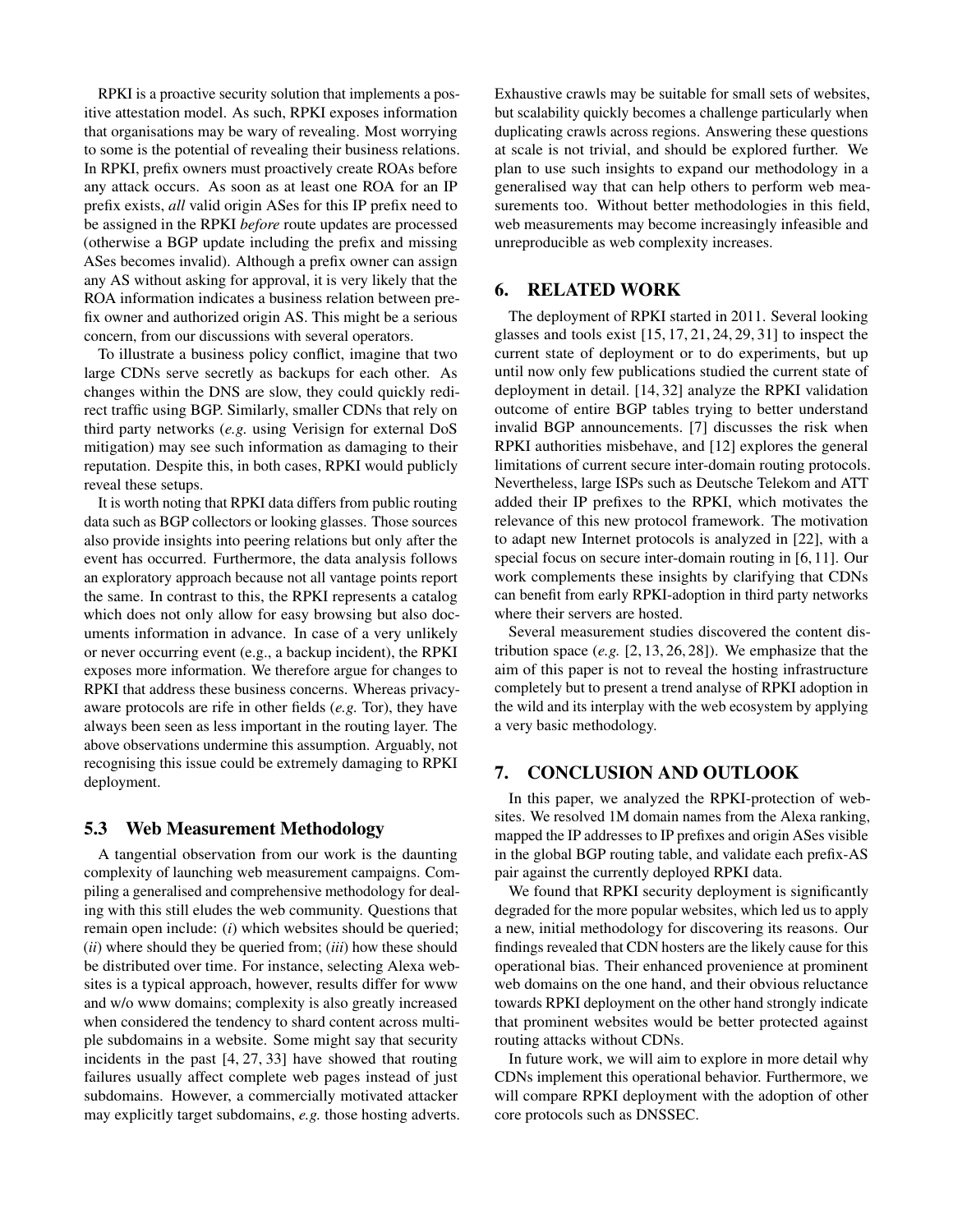RPKI is a proactive security solution that implements a positive attestation model. As such, RPKI exposes information that organisations may be wary of revealing. Most worrying to some is the potential of revealing their business relations. In RPKI, prefix owners must proactively create ROAs before any attack occurs. As soon as at least one ROA for an IP prefix exists, *all* valid origin ASes for this IP prefix need to be assigned in the RPKI *before* route updates are processed (otherwise a BGP update including the prefix and missing ASes becomes invalid). Although a prefix owner can assign any AS without asking for approval, it is very likely that the ROA information indicates a business relation between prefix owner and authorized origin AS. This might be a serious concern, from our discussions with several operators.

To illustrate a business policy conflict, imagine that two large CDNs serve secretly as backups for each other. As changes within the DNS are slow, they could quickly redirect traffic using BGP. Similarly, smaller CDNs that rely on third party networks (*e.g.* using Verisign for external DoS mitigation) may see such information as damaging to their reputation. Despite this, in both cases, RPKI would publicly reveal these setups.

It is worth noting that RPKI data differs from public routing data such as BGP collectors or looking glasses. Those sources also provide insights into peering relations but only after the event has occurred. Furthermore, the data analysis follows an exploratory approach because not all vantage points report the same. In contrast to this, the RPKI represents a catalog which does not only allow for easy browsing but also documents information in advance. In case of a very unlikely or never occurring event (e.g., a backup incident), the RPKI exposes more information. We therefore argue for changes to RPKI that address these business concerns. Whereas privacy-aware protocols are rife in other fields (*e.g.* Tor), they have always been seen as less important in the routing layer. The above observations undermine this assumption. Arguably, not recognising this issue could be extremely damaging to RPKI deployment.

### 5.3 Web Measurement Methodology

A tangential observation from our work is the daunting complexity of launching web measurement campaigns. Compiling a generalised and comprehensive methodology for dealing with this still eludes the web community. Questions that remain open include: (*i*) which websites should be queried; (*ii*) where should they be queried from; (*iii*) how these should be distributed over time. For instance, selecting Alexa websites is a typical approach, however, results differ for www and w/o www domains; complexity is also greatly increased when considered the tendency to shard content across multiple subdomains in a website. Some might say that security incidents in the past [4, 27, 33] have showed that routing failures usually affect complete web pages instead of just subdomains. However, a commercially motivated attacker may explicitly target subdomains, *e.g.* those hosting adverts. Exhaustive crawls may be suitable for small sets of websites, but scalability quickly becomes a challenge particularly when duplicating crawls across regions. Answering these questions at scale is not trivial, and should be explored further. We plan to use such insights to expand our methodology in a generalised way that can help others to perform web measurements too. Without better methodologies in this field, web measurements may become increasingly infeasible and unreproducible as web complexity increases.

## 6. RELATED WORK

The deployment of RPKI started in 2011. Several looking glasses and tools exist [15, 17, 21, 24, 29, 31] to inspect the current state of deployment or to do experiments, but up until now only few publications studied the current state of deployment in detail. [14, 32] analyze the RPKI validation outcome of entire BGP tables trying to better understand invalid BGP announcements. [7] discusses the risk when RPKI authorities misbehave, and [12] explores the general limitations of current secure inter-domain routing protocols. Nevertheless, large ISPs such as Deutsche Telekom and ATT added their IP prefixes to the RPKI, which motivates the relevance of this new protocol framework. The motivation to adapt new Internet protocols is analyzed in [22], with a special focus on secure inter-domain routing in [6, 11]. Our work complements these insights by clarifying that CDNs can benefit from early RPKI-adoption in third party networks where their servers are hosted.

Several measurement studies discovered the content distribution space (*e.g.* [2, 13, 26, 28]). We emphasize that the aim of this paper is not to reveal the hosting infrastructure completely but to present a trend analyse of RPKI adoption in the wild and its interplay with the web ecosystem by applying a very basic methodology.

## 7. CONCLUSION AND OUTLOOK

In this paper, we analyzed the RPKI-protection of websites. We resolved 1M domain names from the Alexa ranking, mapped the IP addresses to IP prefixes and origin ASes visible in the global BGP routing table, and validate each prefix-AS pair against the currently deployed RPKI data.

We found that RPKI security deployment is significantly degraded for the more popular websites, which led us to apply a new, initial methodology for discovering its reasons. Our findings revealed that CDN hosters are the likely cause for this operational bias. Their enhanced provenience at prominent web domains on the one hand, and their obvious reluctance towards RPKI deployment on the other hand strongly indicate that prominent websites would be better protected against routing attacks without CDNs.

In future work, we will aim to explore in more detail why CDNs implement this operational behavior. Furthermore, we will compare RPKI deployment with the adoption of other core protocols such as DNSSEC.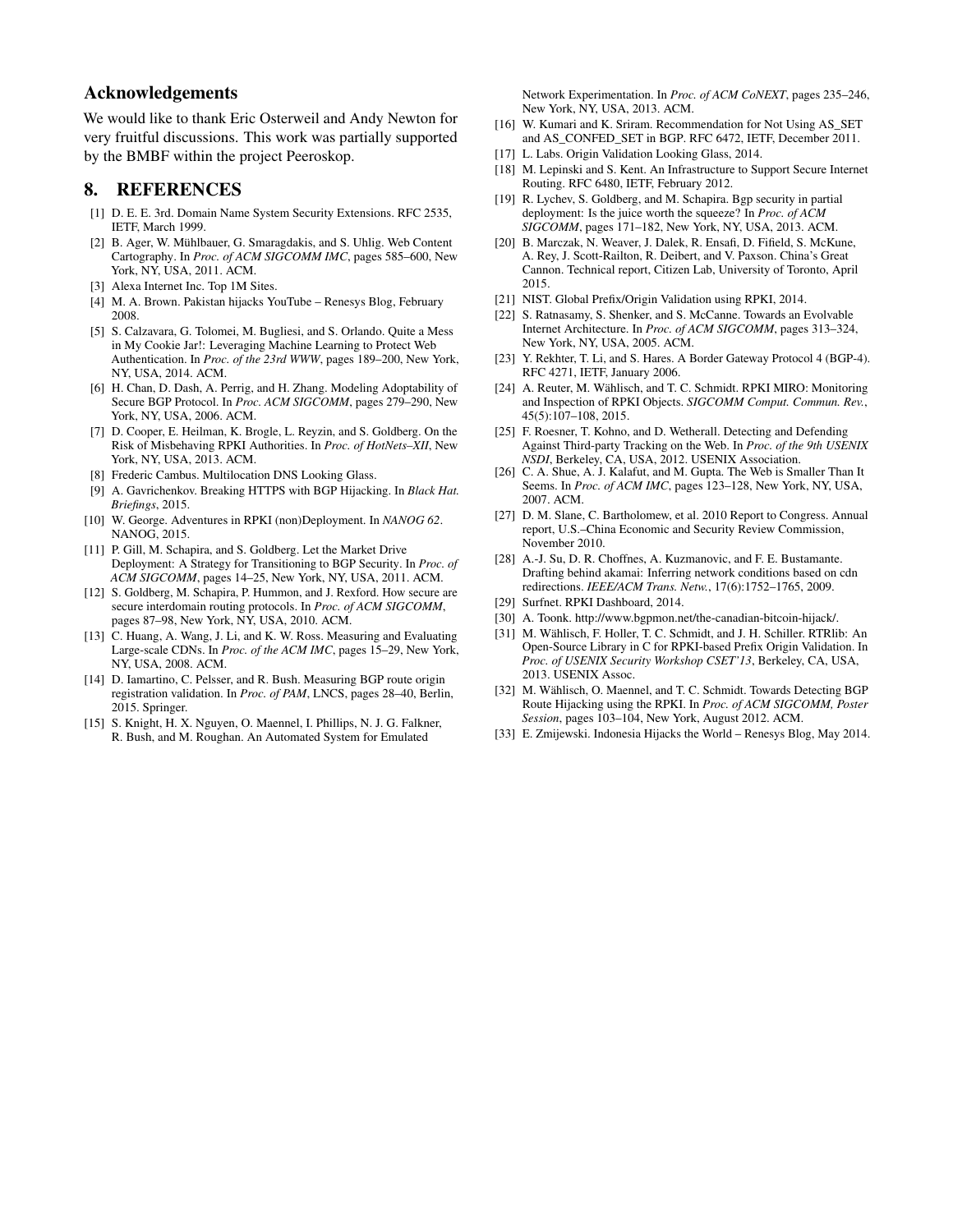## Acknowledgements

We would like to thank Eric Osterweil and Andy Newton for very fruitful discussions. This work was partially supported by the BMBF within the project Peeroskop.

## 8. REFERENCES

[1] D. E. E. 3rd. Domain Name System Security Extensions. RFC 2535, IETF, March 1999.

[2] B. Ager, W. Mühlbauer, G. Smaragdakis, and S. Uhlig. Web Content Cartography. In *Proc. of ACM SIGCOMM IMC*, pages 585–600, New York, NY, USA, 2011. ACM.

[3] Alexa Internet Inc. Top 1M Sites.

[4] M. A. Brown. Pakistan hijacks YouTube – Renesys Blog, February 2008.

[5] S. Calzavara, G. Tolomei, M. Bugliesi, and S. Orlando. Quite a Mess in My Cookie Jar!: Leveraging Machine Learning to Protect Web Authentication. In *Proc. of the 23rd WWW*, pages 189–200, New York, NY, USA, 2014. ACM.

[6] H. Chan, D. Dash, A. Perrig, and H. Zhang. Modeling Adoptability of Secure BGP Protocol. In *Proc. ACM SIGCOMM*, pages 279–290, New York, NY, USA, 2006. ACM.

[7] D. Cooper, E. Heilman, K. Brogle, L. Reyzin, and S. Goldberg. On the Risk of Misbehaving RPKI Authorities. In *Proc. of HotNets–XII*, New York, NY, USA, 2013. ACM.

[8] Frederic Cambus. Multilocation DNS Looking Glass.

[9] A. Gavrichenkov. Breaking HTTPS with BGP Hijacking. In *Black Hat. Briefings*, 2015.

[10] W. George. Adventures in RPKI (non)Deployment. In *NANOG 62*. NANOG, 2015.

[11] P. Gill, M. Schapira, and S. Goldberg. Let the Market Drive Deployment: A Strategy for Transitioning to BGP Security. In *Proc. of ACM SIGCOMM*, pages 14–25, New York, NY, USA, 2011. ACM.

[12] S. Goldberg, M. Schapira, P. Hummon, and J. Rexford. How secure are secure interdomain routing protocols. In *Proc. of ACM SIGCOMM*, pages 87–98, New York, NY, USA, 2010. ACM.

[13] C. Huang, A. Wang, J. Li, and K. W. Ross. Measuring and Evaluating Large-scale CDNs. In *Proc. of the ACM IMC*, pages 15–29, New York, NY, USA, 2008. ACM.

[14] D. Iamartino, C. Pelsser, and R. Bush. Measuring BGP route origin registration validation. In *Proc. of PAM*, LNCS, pages 28–40, Berlin, 2015. Springer.

[15] S. Knight, H. X. Nguyen, O. Maennel, I. Phillips, N. J. G. Falkner, R. Bush, and M. Roughan. An Automated System for Emulated Network Experimentation. In *Proc. of ACM CoNEXT*, pages 235–246, New York, NY, USA, 2013. ACM.

[16] W. Kumari and K. Sriram. Recommendation for Not Using AS_SET and AS_CONFED_SET in BGP. RFC 6472, IETF, December 2011.

[17] L. Labs. Origin Validation Looking Glass, 2014.

[18] M. Lepinski and S. Kent. An Infrastructure to Support Secure Internet Routing. RFC 6480, IETF, February 2012.

[19] R. Lychev, S. Goldberg, and M. Schapira. Bgp security in partial deployment: Is the juice worth the squeeze? In *Proc. of ACM SIGCOMM*, pages 171–182, New York, NY, USA, 2013. ACM.

[20] B. Marczak, N. Weaver, J. Dalek, R. Ensafi, D. Fifield, S. McKune, A. Rey, J. Scott-Railton, R. Deibert, and V. Paxson. China's Great Cannon. Technical report, Citizen Lab, University of Toronto, April 2015.

[21] NIST. Global Prefix/Origin Validation using RPKI, 2014.

[22] S. Ratnasamy, S. Shenker, and S. McCanne. Towards an Evolvable Internet Architecture. In *Proc. of ACM SIGCOMM*, pages 313–324, New York, NY, USA, 2005. ACM.

[23] Y. Rekhter, T. Li, and S. Hares. A Border Gateway Protocol 4 (BGP-4). RFC 4271, IETF, January 2006.

[24] A. Reuter, M. Wählisch, and T. C. Schmidt. RPKI MIRO: Monitoring and Inspection of RPKI Objects. *SIGCOMM Comput. Commun. Rev.*, 45(5):107–108, 2015.

[25] F. Roesner, T. Kohno, and D. Wetherall. Detecting and Defending Against Third-party Tracking on the Web. In *Proc. of the 9th USENIX NSDI*, Berkeley, CA, USA, 2012. USENIX Association.

[26] C. A. Shue, A. J. Kalafut, and M. Gupta. The Web is Smaller Than It Seems. In *Proc. of ACM IMC*, pages 123–128, New York, NY, USA, 2007. ACM.

[27] D. M. Slane, C. Bartholomew, et al. 2010 Report to Congress. Annual report, U.S.–China Economic and Security Review Commission, November 2010.

[28] A.-J. Su, D. R. Choffnes, A. Kuzmanovic, and F. E. Bustamante. Drafting behind akamai: Inferring network conditions based on cdn redirections. *IEEE/ACM Trans. Netw.*, 17(6):1752–1765, 2009.

[29] Surfnet. RPKI Dashboard, 2014.

[30] A. Toonk. http://www.bgpmon.net/the-canadian-bitcoin-hijack/.

[31] M. Wählisch, F. Holler, T. C. Schmidt, and J. H. Schiller. RTRlib: An Open-Source Library in C for RPKI-based Prefix Origin Validation. In *Proc. of USENIX Security Workshop CSET'13*, Berkeley, CA, USA, 2013. USENIX Assoc.

[32] M. Wählisch, O. Maennel, and T. C. Schmidt. Towards Detecting BGP Route Hijacking using the RPKI. In *Proc. of ACM SIGCOMM, Poster Session*, pages 103–104, New York, August 2012. ACM.

[33] E. Zmijewski. Indonesia Hijacks the World – Renesys Blog, May 2014.